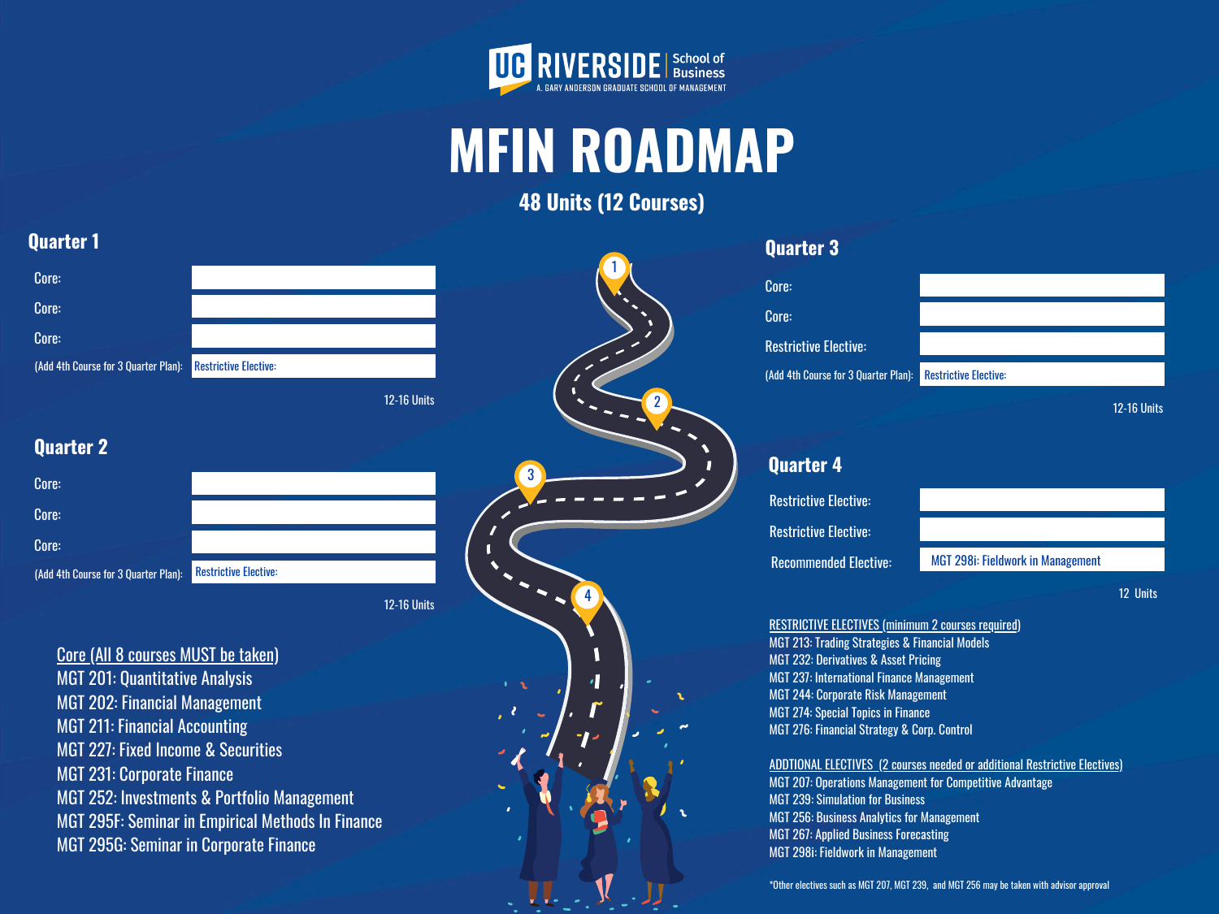UC RIVERSIDE | School of Business
A. GARY ANDERSON GRADUATE SCHOOL OF MANAGEMENT

# MFIN ROADMAP

**48 Units (12 Courses)**

## Quarter 1

| | |
|---|---|
| Core: | |
| Core: | |
| Core: | |
| (Add 4th Course for 3 Quarter Plan): | Restrictive Elective: |

12-16 Units

## Quarter 2

| | |
|---|---|
| Core: | |
| Core: | |
| Core: | |
| (Add 4th Course for 3 Quarter Plan): | Restrictive Elective: |

12-16 Units

## Quarter 3

| | |
|---|---|
| Core: | |
| Core: | |
| Restrictive Elective: | |
| (Add 4th Course for 3 Quarter Plan): | Restrictive Elective: |

12-16 Units

## Quarter 4

| | |
|---|---|
| Restrictive Elective: | |
| Restrictive Elective: | |
| Recommended Elective: | MGT 298i: Fieldwork in Management |

12 Units

### Core (All 8 courses MUST be taken)

- MGT 201: Quantitative Analysis
- MGT 202: Financial Management
- MGT 211: Financial Accounting
- MGT 227: Fixed Income & Securities
- MGT 231: Corporate Finance
- MGT 252: Investments & Portfolio Management
- MGT 295F: Seminar in Empirical Methods In Finance
- MGT 295G: Seminar in Corporate Finance

### RESTRICTIVE ELECTIVES (minimum 2 courses required)

- MGT 213: Trading Strategies & Financial Models
- MGT 232: Derivatives & Asset Pricing
- MGT 237: International Finance Management
- MGT 244: Corporate Risk Management
- MGT 274: Special Topics in Finance
- MGT 276: Financial Strategy & Corp. Control

### ADDTIONAL ELECTIVES (2 courses needed or additional Restrictive Electives)

- MGT 207: Operations Management for Competitive Advantage
- MGT 239: Simulation for Business
- MGT 256: Business Analytics for Management
- MGT 267: Applied Business Forecasting
- MGT 298i: Fieldwork in Management

*Other electives such as MGT 207, MGT 239, and MGT 256 may be taken with advisor approval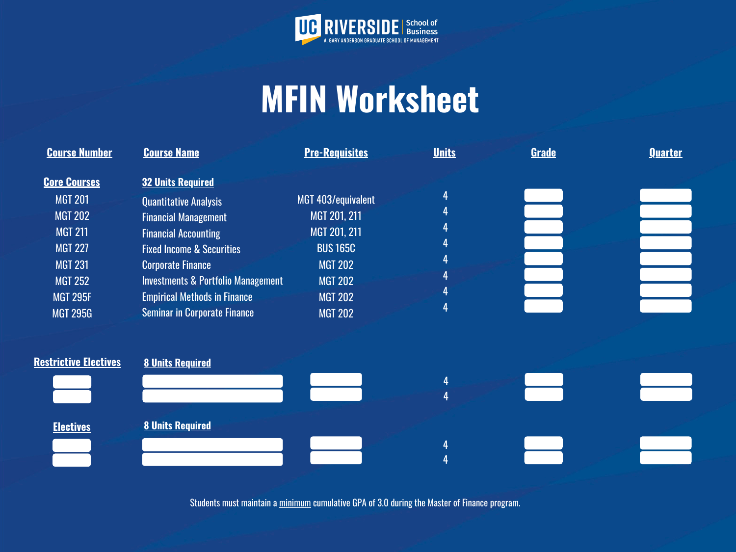UC RIVERSIDE School of Business
A. GARY ANDERSON GRADUATE SCHOOL OF MANAGEMENT

# MFIN Worksheet

| Course Number | Course Name | Pre-Requisites | Units | Grade | Quarter |
|---|---|---|---|---|---|
| **Core Courses** | **32 Units Required** | | | | |
| MGT 201 | Quantitative Analysis | MGT 403/equivalent | 4 | | |
| MGT 202 | Financial Management | MGT 201, 211 | 4 | | |
| MGT 211 | Financial Accounting | MGT 201, 211 | 4 | | |
| MGT 227 | Fixed Income & Securities | BUS 165C | 4 | | |
| MGT 231 | Corporate Finance | MGT 202 | 4 | | |
| MGT 252 | Investments & Portfolio Management | MGT 202 | 4 | | |
| MGT 295F | Empirical Methods in Finance | MGT 202 | 4 | | |
| MGT 295G | Seminar in Corporate Finance | MGT 202 | 4 | | |
| **Restrictive Electives** | **8 Units Required** | | | | |
| | | | 4 | | |
| | | | 4 | | |
| **Electives** | **8 Units Required** | | | | |
| | | | 4 | | |
| | | | 4 | | |

Students must maintain a minimum cumulative GPA of 3.0 during the Master of Finance program.